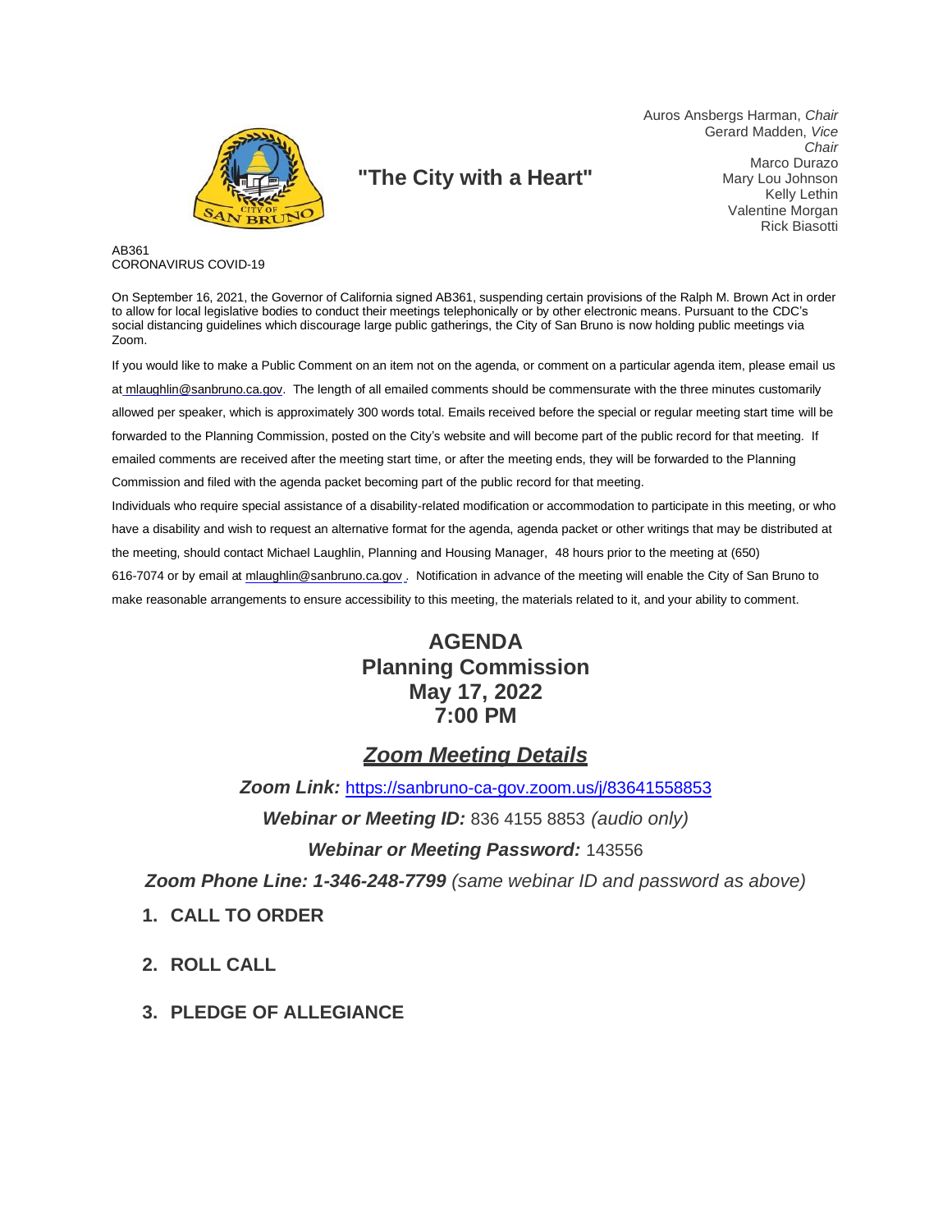**"The City with a Heart"**

Auros Ansbergs Harman, *Chair*
Gerard Madden, *Vice Chair*
Marco Durazo
Mary Lou Johnson
Kelly Lethin
Valentine Morgan
Rick Biasotti

AB361
CORONAVIRUS COVID-19

On September 16, 2021, the Governor of California signed AB361, suspending certain provisions of the Ralph M. Brown Act in order to allow for local legislative bodies to conduct their meetings telephonically or by other electronic means. Pursuant to the CDC's social distancing guidelines which discourage large public gatherings, the City of San Bruno is now holding public meetings via Zoom.

If you would like to make a Public Comment on an item not on the agenda, or comment on a particular agenda item, please email us at mlaughlin@sanbruno.ca.gov. The length of all emailed comments should be commensurate with the three minutes customarily allowed per speaker, which is approximately 300 words total. Emails received before the special or regular meeting start time will be forwarded to the Planning Commission, posted on the City's website and will become part of the public record for that meeting. If emailed comments are received after the meeting start time, or after the meeting ends, they will be forwarded to the Planning Commission and filed with the agenda packet becoming part of the public record for that meeting.

Individuals who require special assistance of a disability-related modification or accommodation to participate in this meeting, or who have a disability and wish to request an alternative format for the agenda, agenda packet or other writings that may be distributed at the meeting, should contact Michael Laughlin, Planning and Housing Manager, 48 hours prior to the meeting at (650) 616-7074 or by email at mlaughlin@sanbruno.ca.gov . Notification in advance of the meeting will enable the City of San Bruno to make reasonable arrangements to ensure accessibility to this meeting, the materials related to it, and your ability to comment.

# AGENDA
# Planning Commission
# May 17, 2022
# 7:00 PM

## *Zoom Meeting Details*

***Zoom Link:*** https://sanbruno-ca-gov.zoom.us/j/83641558853

***Webinar or Meeting ID:*** 836 4155 8853 *(audio only)*

***Webinar or Meeting Password:*** 143556

***Zoom Phone Line: 1-346-248-7799*** *(same webinar ID and password as above)*

1. **CALL TO ORDER**

2. **ROLL CALL**

3. **PLEDGE OF ALLEGIANCE**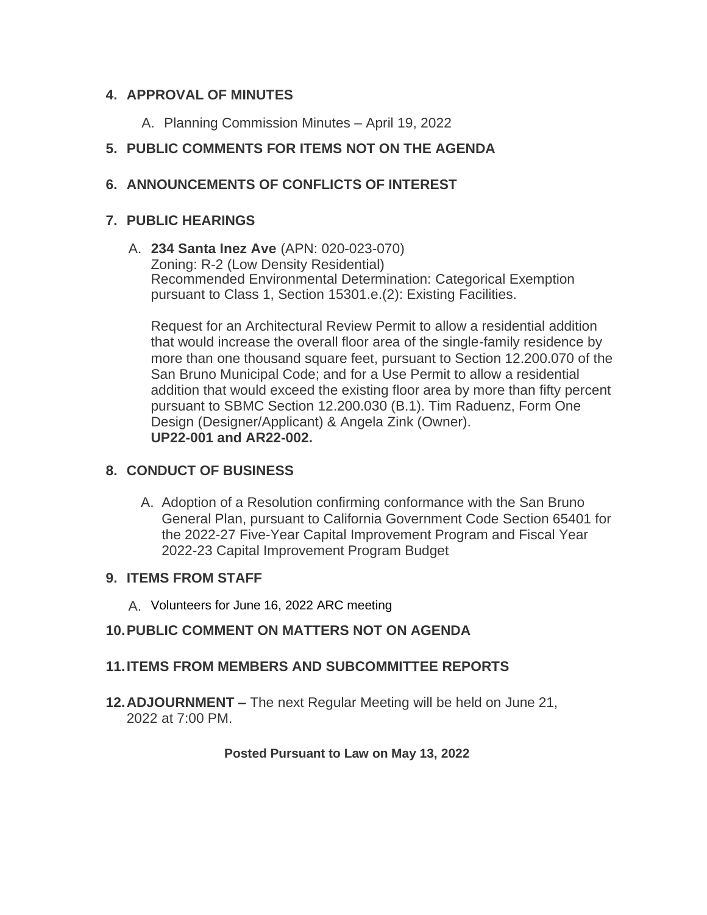4. **APPROVAL OF MINUTES**

   A. Planning Commission Minutes – April 19, 2022

5. **PUBLIC COMMENTS FOR ITEMS NOT ON THE AGENDA**

6. **ANNOUNCEMENTS OF CONFLICTS OF INTEREST**

7. **PUBLIC HEARINGS**

   A. **234 Santa Inez Ave** (APN: 020-023-070)
   Zoning: R-2 (Low Density Residential)
   Recommended Environmental Determination: Categorical Exemption pursuant to Class 1, Section 15301.e.(2): Existing Facilities.

   Request for an Architectural Review Permit to allow a residential addition that would increase the overall floor area of the single-family residence by more than one thousand square feet, pursuant to Section 12.200.070 of the San Bruno Municipal Code; and for a Use Permit to allow a residential addition that would exceed the existing floor area by more than fifty percent pursuant to SBMC Section 12.200.030 (B.1). Tim Raduenz, Form One Design (Designer/Applicant) & Angela Zink (Owner).
   **UP22-001 and AR22-002.**

8. **CONDUCT OF BUSINESS**

   A. Adoption of a Resolution confirming conformance with the San Bruno General Plan, pursuant to California Government Code Section 65401 for the 2022-27 Five-Year Capital Improvement Program and Fiscal Year 2022-23 Capital Improvement Program Budget

9. **ITEMS FROM STAFF**

   A. Volunteers for June 16, 2022 ARC meeting

10. **PUBLIC COMMENT ON MATTERS NOT ON AGENDA**

11. **ITEMS FROM MEMBERS AND SUBCOMMITTEE REPORTS**

12. **ADJOURNMENT –** The next Regular Meeting will be held on June 21, 2022 at 7:00 PM.

**Posted Pursuant to Law on May 13, 2022**